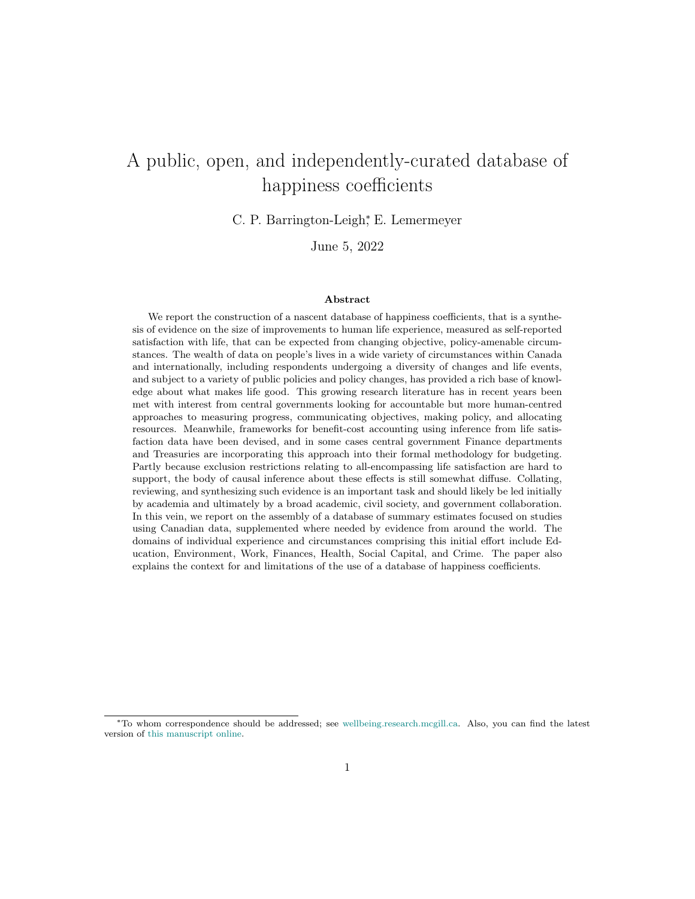# A public, open, and independently-curated database of happiness coefficients

C. P. Barrington-Leigh[*], E. Lemermeyer

June 5, 2022

### Abstract

We report the construction of a nascent database of happiness coefficients, that is a synthesis of evidence on the size of improvements to human life experience, measured as self-reported satisfaction with life, that can be expected from changing objective, policy-amenable circumstances. The wealth of data on people's lives in a wide variety of circumstances within Canada and internationally, including respondents undergoing a diversity of changes and life events, and subject to a variety of public policies and policy changes, has provided a rich base of knowledge about what makes life good. This growing research literature has in recent years been met with interest from central governments looking for accountable but more human-centred approaches to measuring progress, communicating objectives, making policy, and allocating resources. Meanwhile, frameworks for benefit-cost accounting using inference from life satisfaction data have been devised, and in some cases central government Finance departments and Treasuries are incorporating this approach into their formal methodology for budgeting. Partly because exclusion restrictions relating to all-encompassing life satisfaction are hard to support, the body of causal inference about these effects is still somewhat diffuse. Collating, reviewing, and synthesizing such evidence is an important task and should likely be led initially by academia and ultimately by a broad academic, civil society, and government collaboration. In this vein, we report on the assembly of a database of summary estimates focused on studies using Canadian data, supplemented where needed by evidence from around the world. The domains of individual experience and circumstances comprising this initial effort include Education, Environment, Work, Finances, Health, Social Capital, and Crime. The paper also explains the context for and limitations of the use of a database of happiness coefficients.

---

[*] To whom correspondence should be addressed; see wellbeing.research.mcgill.ca. Also, you can find the latest version of this manuscript online.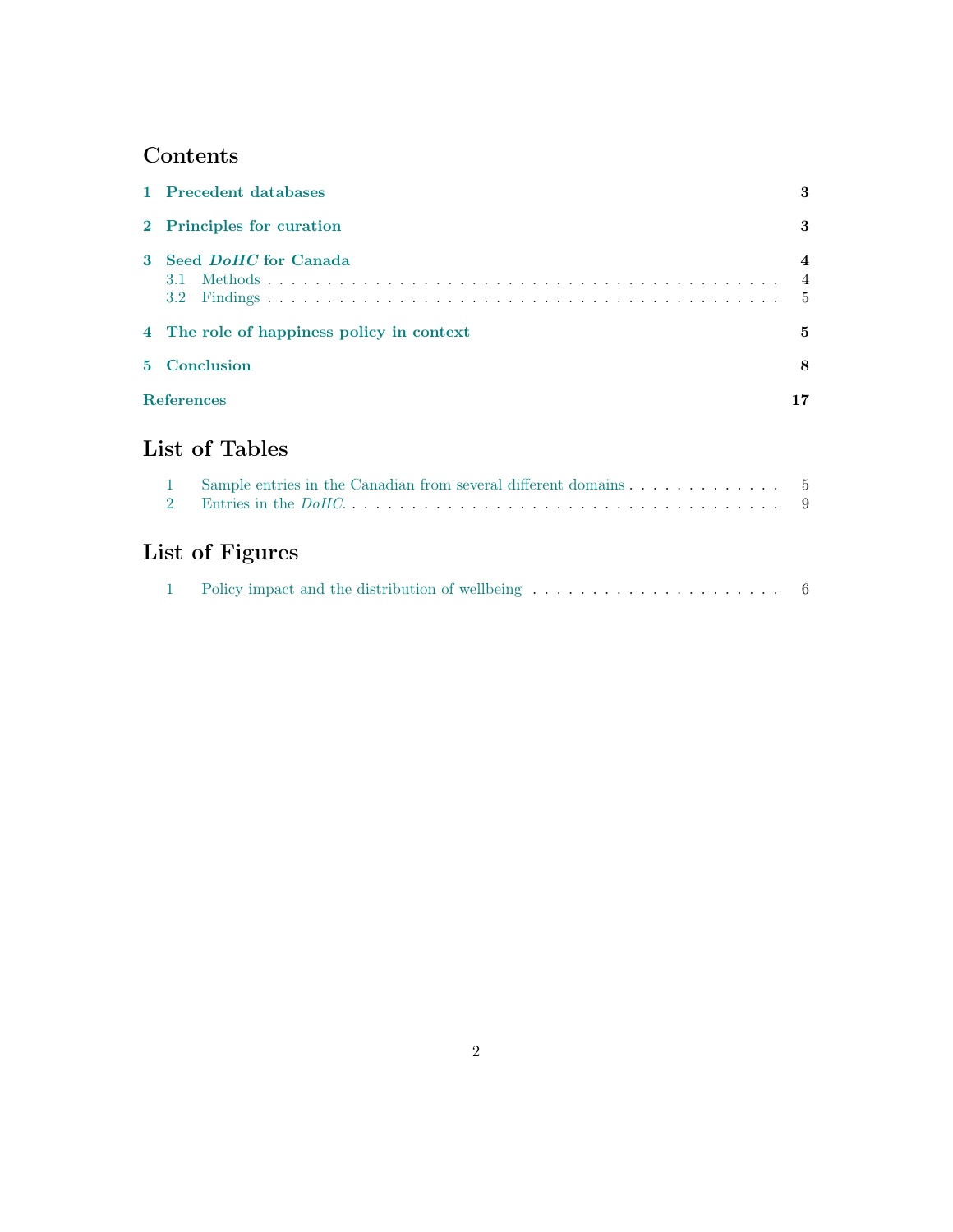## Contents

1 Precedent databases — 3

2 Principles for curation — 3

3 Seed *DoHC* for Canada — 4
- 3.1 Methods — 4
- 3.2 Findings — 5

4 The role of happiness policy in context — 5

5 Conclusion — 8

References — 17

## List of Tables

1 Sample entries in the Canadian from several different domains — 5

2 Entries in the *DoHC*. — 9

## List of Figures

1 Policy impact and the distribution of wellbeing — 6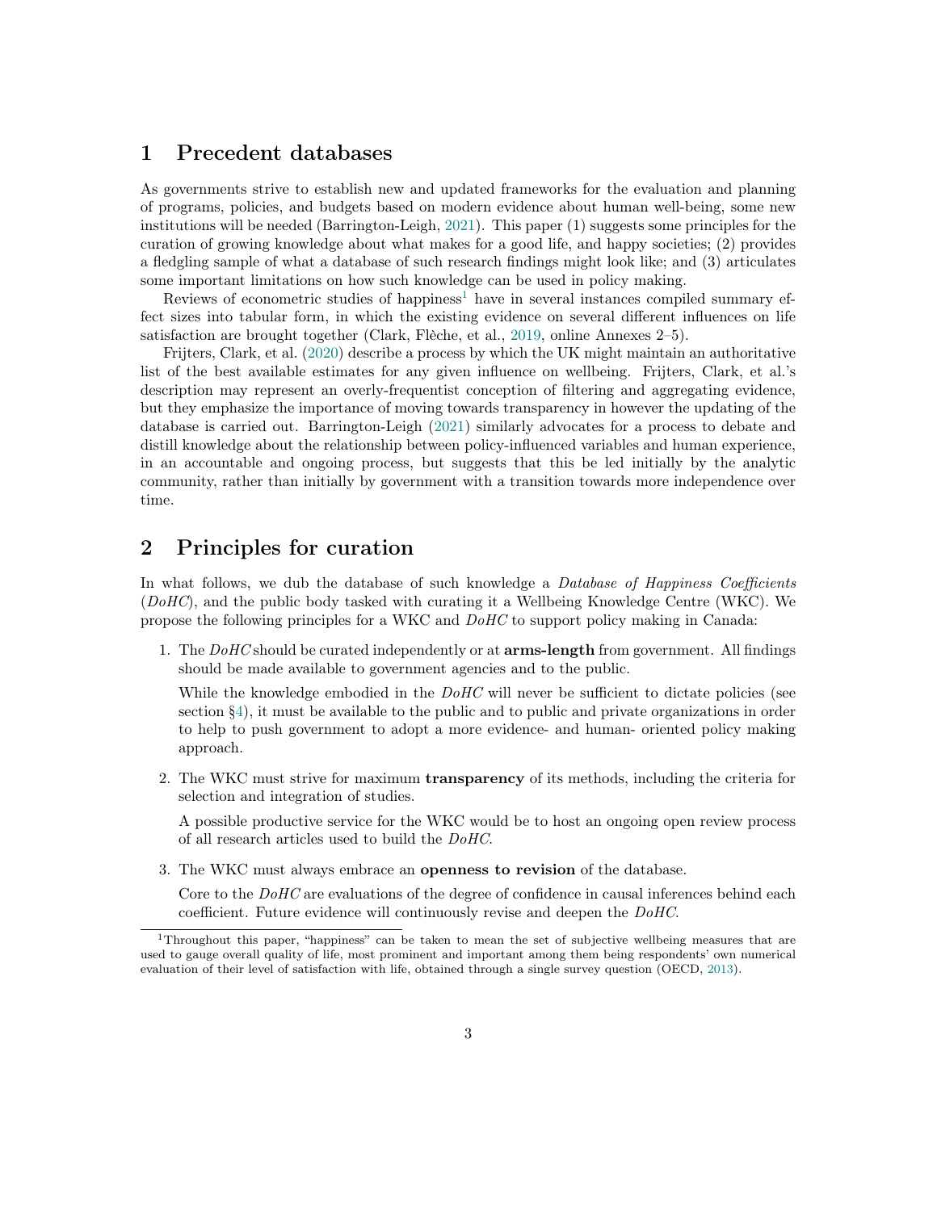# 1 Precedent databases

As governments strive to establish new and updated frameworks for the evaluation and planning of programs, policies, and budgets based on modern evidence about human well-being, some new institutions will be needed (Barrington-Leigh, 2021). This paper (1) suggests some principles for the curation of growing knowledge about what makes for a good life, and happy societies; (2) provides a fledgling sample of what a database of such research findings might look like; and (3) articulates some important limitations on how such knowledge can be used in policy making.

Reviews of econometric studies of happiness[1] have in several instances compiled summary effect sizes into tabular form, in which the existing evidence on several different influences on life satisfaction are brought together (Clark, Flèche, et al., 2019, online Annexes 2–5).

Frijters, Clark, et al. (2020) describe a process by which the UK might maintain an authoritative list of the best available estimates for any given influence on wellbeing. Frijters, Clark, et al.'s description may represent an overly-frequentist conception of filtering and aggregating evidence, but they emphasize the importance of moving towards transparency in however the updating of the database is carried out. Barrington-Leigh (2021) similarly advocates for a process to debate and distill knowledge about the relationship between policy-influenced variables and human experience, in an accountable and ongoing process, but suggests that this be led initially by the analytic community, rather than initially by government with a transition towards more independence over time.

# 2 Principles for curation

In what follows, we dub the database of such knowledge a *Database of Happiness Coefficients* (*DoHC*), and the public body tasked with curating it a Wellbeing Knowledge Centre (WKC). We propose the following principles for a WKC and *DoHC* to support policy making in Canada:

1. The *DoHC* should be curated independently or at **arms-length** from government. All findings should be made available to government agencies and to the public.

   While the knowledge embodied in the *DoHC* will never be sufficient to dictate policies (see section §4), it must be available to the public and to public and private organizations in order to help to push government to adopt a more evidence- and human- oriented policy making approach.

2. The WKC must strive for maximum **transparency** of its methods, including the criteria for selection and integration of studies.

   A possible productive service for the WKC would be to host an ongoing open review process of all research articles used to build the *DoHC*.

3. The WKC must always embrace an **openness to revision** of the database.

   Core to the *DoHC* are evaluations of the degree of confidence in causal inferences behind each coefficient. Future evidence will continuously revise and deepen the *DoHC*.

[1] Throughout this paper, "happiness" can be taken to mean the set of subjective wellbeing measures that are used to gauge overall quality of life, most prominent and important among them being respondents' own numerical evaluation of their level of satisfaction with life, obtained through a single survey question (OECD, 2013).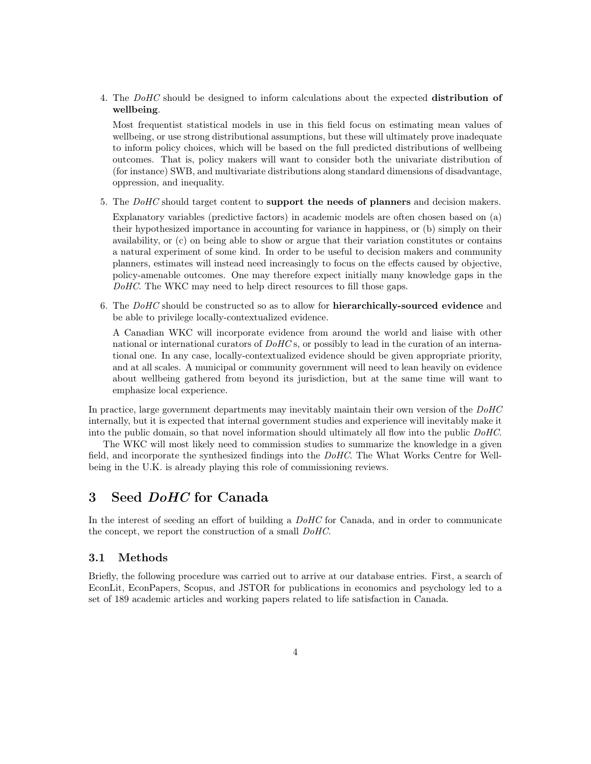4. The *DoHC* should be designed to inform calculations about the expected **distribution of wellbeing**.

   Most frequentist statistical models in use in this field focus on estimating mean values of wellbeing, or use strong distributional assumptions, but these will ultimately prove inadequate to inform policy choices, which will be based on the full predicted distributions of wellbeing outcomes. That is, policy makers will want to consider both the univariate distribution of (for instance) SWB, and multivariate distributions along standard dimensions of disadvantage, oppression, and inequality.

5. The *DoHC* should target content to **support the needs of planners** and decision makers.

   Explanatory variables (predictive factors) in academic models are often chosen based on (a) their hypothesized importance in accounting for variance in happiness, or (b) simply on their availability, or (c) on being able to show or argue that their variation constitutes or contains a natural experiment of some kind. In order to be useful to decision makers and community planners, estimates will instead need increasingly to focus on the effects caused by objective, policy-amenable outcomes. One may therefore expect initially many knowledge gaps in the *DoHC*. The WKC may need to help direct resources to fill those gaps.

6. The *DoHC* should be constructed so as to allow for **hierarchically-sourced evidence** and be able to privilege locally-contextualized evidence.

   A Canadian WKC will incorporate evidence from around the world and liaise with other national or international curators of *DoHC* s, or possibly to lead in the curation of an international one. In any case, locally-contextualized evidence should be given appropriate priority, and at all scales. A municipal or community government will need to lean heavily on evidence about wellbeing gathered from beyond its jurisdiction, but at the same time will want to emphasize local experience.

In practice, large government departments may inevitably maintain their own version of the *DoHC* internally, but it is expected that internal government studies and experience will inevitably make it into the public domain, so that novel information should ultimately all flow into the public *DoHC*.

The WKC will most likely need to commission studies to summarize the knowledge in a given field, and incorporate the synthesized findings into the *DoHC*. The What Works Centre for Wellbeing in the U.K. is already playing this role of commissioning reviews.

# 3 Seed *DoHC* for Canada

In the interest of seeding an effort of building a *DoHC* for Canada, and in order to communicate the concept, we report the construction of a small *DoHC*.

## 3.1 Methods

Briefly, the following procedure was carried out to arrive at our database entries. First, a search of EconLit, EconPapers, Scopus, and JSTOR for publications in economics and psychology led to a set of 189 academic articles and working papers related to life satisfaction in Canada.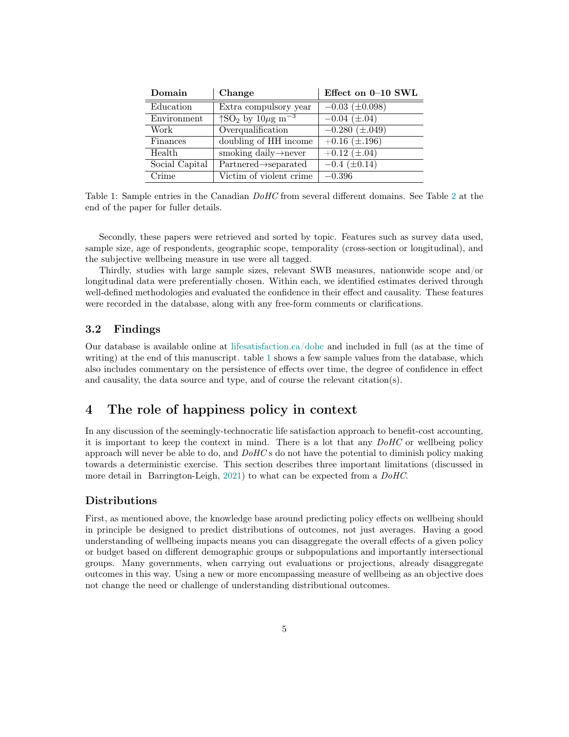| Domain | Change | Effect on 0–10 SWL |
|---|---|---|
| Education | Extra compulsory year | $-0.03$ ($\pm 0.098$) |
| Environment | $\uparrow SO_2$ by $10 \mu g\ m^{-3}$ | $-0.04$ ($\pm .04$) |
| Work | Overqualification | $-0.280$ ($\pm .049$) |
| Finances | doubling of HH income | $+0.16$ ($\pm .196$) |
| Health | smoking daily→never | $+0.12$ ($\pm .04$) |
| Social Capital | Partnered→separated | $-0.4$ ($\pm 0.14$) |
| Crime | Victim of violent crime | $-0.396$ |

Table 1: Sample entries in the Canadian *DoHC* from several different domains. See Table 2 at the end of the paper for fuller details.

Secondly, these papers were retrieved and sorted by topic. Features such as survey data used, sample size, age of respondents, geographic scope, temporality (cross-section or longitudinal), and the subjective wellbeing measure in use were all tagged.

Thirdly, studies with large sample sizes, relevant SWB measures, nationwide scope and/or longitudinal data were preferentially chosen. Within each, we identified estimates derived through well-defined methodologies and evaluated the confidence in their effect and causality. These features were recorded in the database, along with any free-form comments or clarifications.

### 3.2 Findings

Our database is available online at lifesatisfaction.ca/dohc and included in full (as at the time of writing) at the end of this manuscript. table 1 shows a few sample values from the database, which also includes commentary on the persistence of effects over time, the degree of confidence in effect and causality, the data source and type, and of course the relevant citation(s).

## 4 The role of happiness policy in context

In any discussion of the seemingly-technocratic life satisfaction approach to benefit-cost accounting, it is important to keep the context in mind. There is a lot that any *DoHC* or wellbeing policy approach will never be able to do, and *DoHC* s do not have the potential to diminish policy making towards a deterministic exercise. This section describes three important limitations (discussed in more detail in Barrington-Leigh, 2021) to what can be expected from a *DoHC*.

### Distributions

First, as mentioned above, the knowledge base around predicting policy effects on wellbeing should in principle be designed to predict distributions of outcomes, not just averages. Having a good understanding of wellbeing impacts means you can disaggregate the overall effects of a given policy or budget based on different demographic groups or subpopulations and importantly intersectional groups. Many governments, when carrying out evaluations or projections, already disaggregate outcomes in this way. Using a new or more encompassing measure of wellbeing as an objective does not change the need or challenge of understanding distributional outcomes.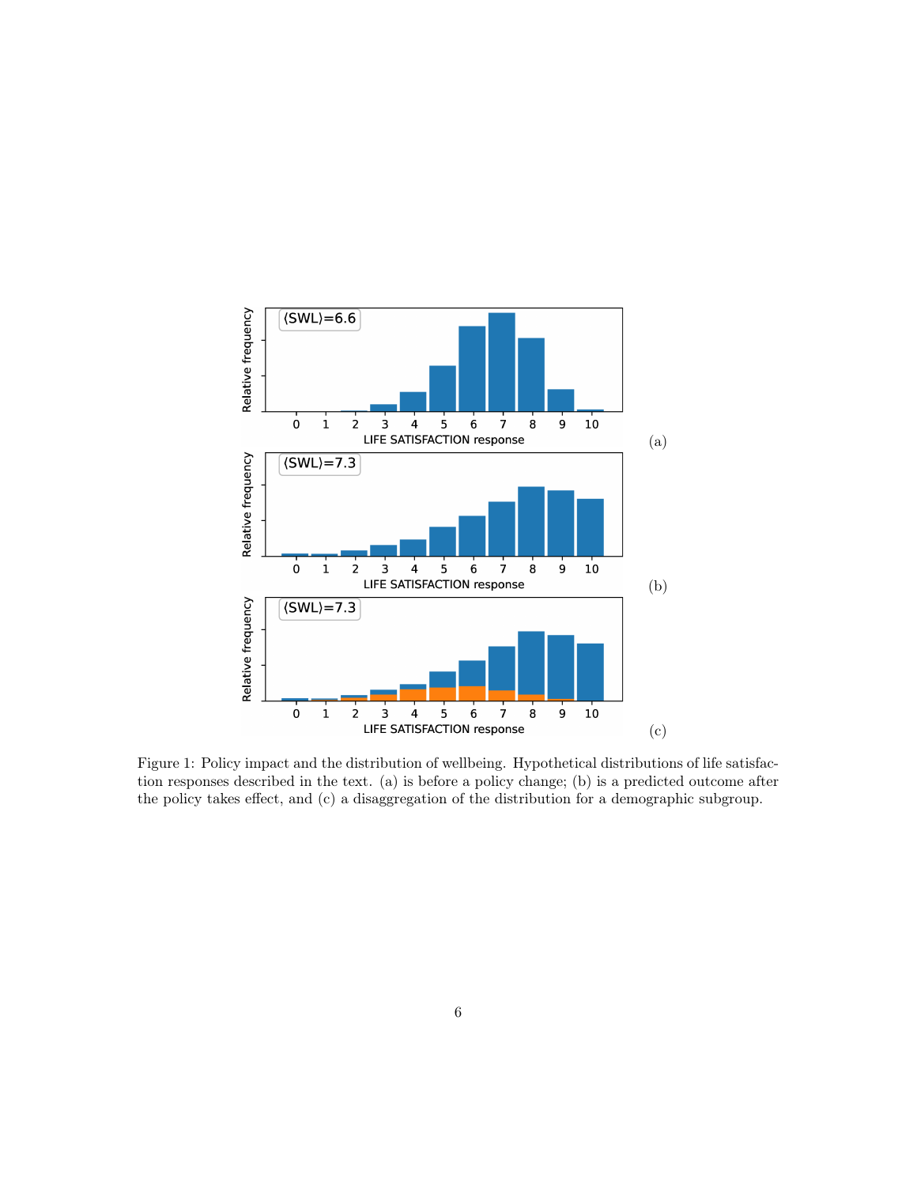Figure 1: Policy impact and the distribution of wellbeing. Hypothetical distributions of life satisfaction responses described in the text. (a) is before a policy change; (b) is a predicted outcome after the policy takes effect, and (c) a disaggregation of the distribution for a demographic subgroup.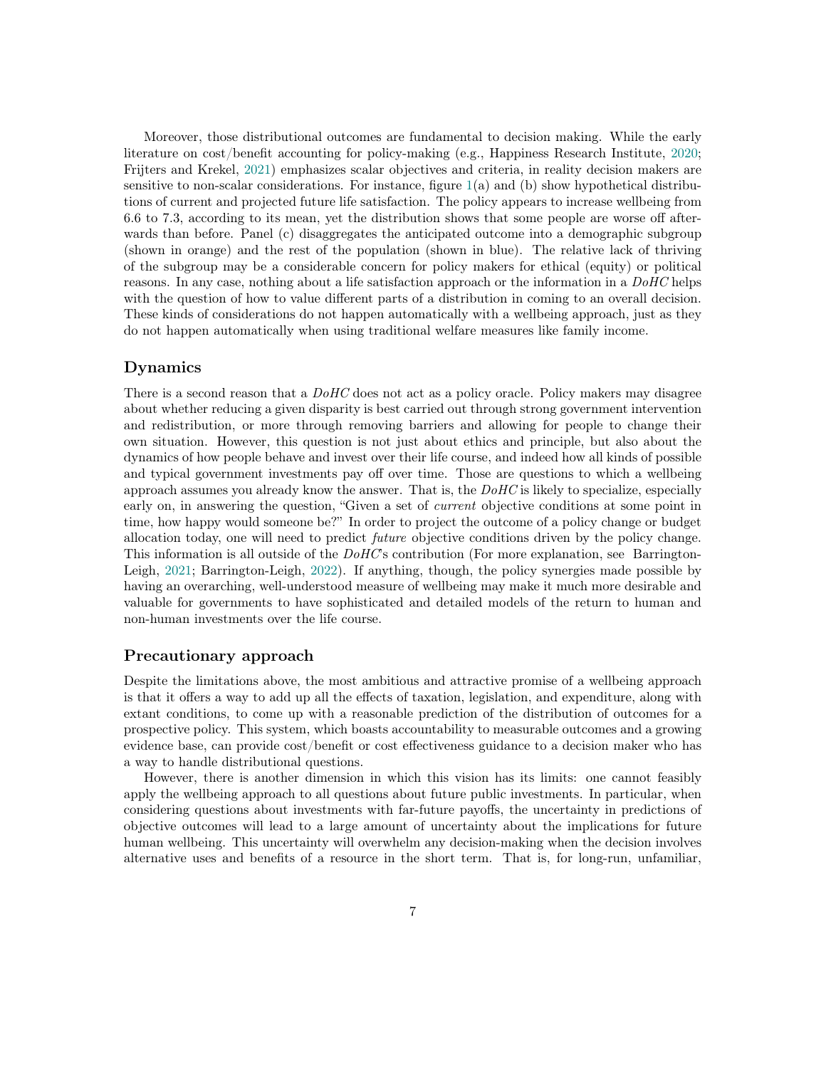Moreover, those distributional outcomes are fundamental to decision making. While the early literature on cost/benefit accounting for policy-making (e.g., Happiness Research Institute, 2020; Frijters and Krekel, 2021) emphasizes scalar objectives and criteria, in reality decision makers are sensitive to non-scalar considerations. For instance, figure 1(a) and (b) show hypothetical distributions of current and projected future life satisfaction. The policy appears to increase wellbeing from 6.6 to 7.3, according to its mean, yet the distribution shows that some people are worse off afterwards than before. Panel (c) disaggregates the anticipated outcome into a demographic subgroup (shown in orange) and the rest of the population (shown in blue). The relative lack of thriving of the subgroup may be a considerable concern for policy makers for ethical (equity) or political reasons. In any case, nothing about a life satisfaction approach or the information in a *DoHC* helps with the question of how to value different parts of a distribution in coming to an overall decision. These kinds of considerations do not happen automatically with a wellbeing approach, just as they do not happen automatically when using traditional welfare measures like family income.

## Dynamics

There is a second reason that a *DoHC* does not act as a policy oracle. Policy makers may disagree about whether reducing a given disparity is best carried out through strong government intervention and redistribution, or more through removing barriers and allowing for people to change their own situation. However, this question is not just about ethics and principle, but also about the dynamics of how people behave and invest over their life course, and indeed how all kinds of possible and typical government investments pay off over time. Those are questions to which a wellbeing approach assumes you already know the answer. That is, the *DoHC* is likely to specialize, especially early on, in answering the question, "Given a set of *current* objective conditions at some point in time, how happy would someone be?" In order to project the outcome of a policy change or budget allocation today, one will need to predict *future* objective conditions driven by the policy change. This information is all outside of the *DoHC*'s contribution (For more explanation, see Barrington-Leigh, 2021; Barrington-Leigh, 2022). If anything, though, the policy synergies made possible by having an overarching, well-understood measure of wellbeing may make it much more desirable and valuable for governments to have sophisticated and detailed models of the return to human and non-human investments over the life course.

## Precautionary approach

Despite the limitations above, the most ambitious and attractive promise of a wellbeing approach is that it offers a way to add up all the effects of taxation, legislation, and expenditure, along with extant conditions, to come up with a reasonable prediction of the distribution of outcomes for a prospective policy. This system, which boasts accountability to measurable outcomes and a growing evidence base, can provide cost/benefit or cost effectiveness guidance to a decision maker who has a way to handle distributional questions.

However, there is another dimension in which this vision has its limits: one cannot feasibly apply the wellbeing approach to all questions about future public investments. In particular, when considering questions about investments with far-future payoffs, the uncertainty in predictions of objective outcomes will lead to a large amount of uncertainty about the implications for future human wellbeing. This uncertainty will overwhelm any decision-making when the decision involves alternative uses and benefits of a resource in the short term. That is, for long-run, unfamiliar,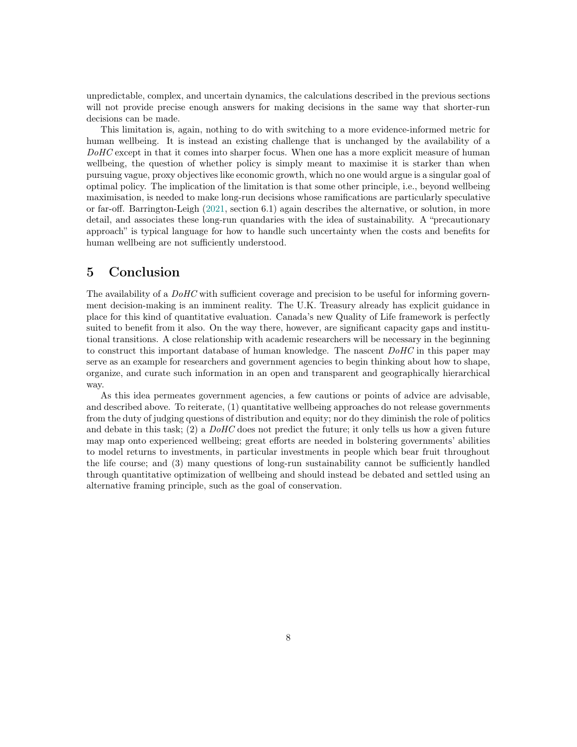unpredictable, complex, and uncertain dynamics, the calculations described in the previous sections will not provide precise enough answers for making decisions in the same way that shorter-run decisions can be made.

This limitation is, again, nothing to do with switching to a more evidence-informed metric for human wellbeing. It is instead an existing challenge that is unchanged by the availability of a *DoHC* except in that it comes into sharper focus. When one has a more explicit measure of human wellbeing, the question of whether policy is simply meant to maximise it is starker than when pursuing vague, proxy objectives like economic growth, which no one would argue is a singular goal of optimal policy. The implication of the limitation is that some other principle, i.e., beyond wellbeing maximisation, is needed to make long-run decisions whose ramifications are particularly speculative or far-off. Barrington-Leigh (2021, section 6.1) again describes the alternative, or solution, in more detail, and associates these long-run quandaries with the idea of sustainability. A "precautionary approach" is typical language for how to handle such uncertainty when the costs and benefits for human wellbeing are not sufficiently understood.

## 5 Conclusion

The availability of a *DoHC* with sufficient coverage and precision to be useful for informing government decision-making is an imminent reality. The U.K. Treasury already has explicit guidance in place for this kind of quantitative evaluation. Canada's new Quality of Life framework is perfectly suited to benefit from it also. On the way there, however, are significant capacity gaps and institutional transitions. A close relationship with academic researchers will be necessary in the beginning to construct this important database of human knowledge. The nascent *DoHC* in this paper may serve as an example for researchers and government agencies to begin thinking about how to shape, organize, and curate such information in an open and transparent and geographically hierarchical way.

As this idea permeates government agencies, a few cautions or points of advice are advisable, and described above. To reiterate, (1) quantitative wellbeing approaches do not release governments from the duty of judging questions of distribution and equity; nor do they diminish the role of politics and debate in this task; (2) a *DoHC* does not predict the future; it only tells us how a given future may map onto experienced wellbeing; great efforts are needed in bolstering governments' abilities to model returns to investments, in particular investments in people which bear fruit throughout the life course; and (3) many questions of long-run sustainability cannot be sufficiently handled through quantitative optimization of wellbeing and should instead be debated and settled using an alternative framing principle, such as the goal of conservation.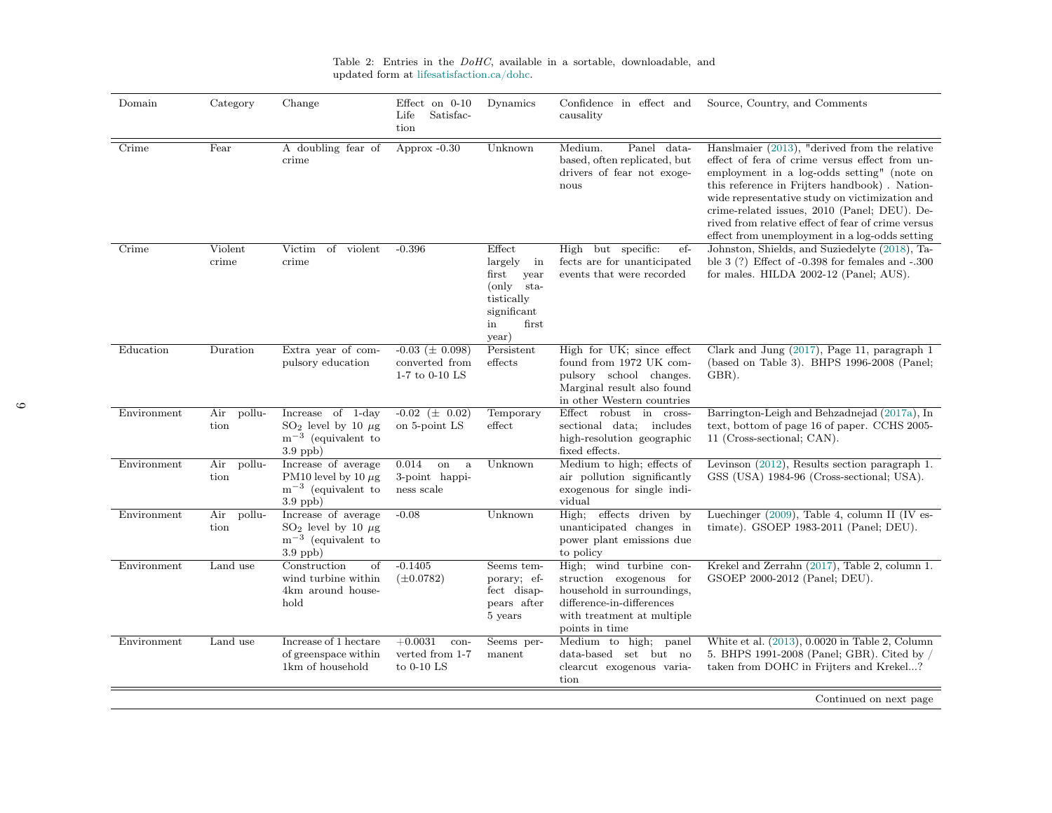Table 2: Entries in the *DoHC*, available in a sortable, downloadable, and updated form at lifesatisfaction.ca/dohc.

| Domain | Category | Change | Effect on 0-10 Life Satisfaction | Dynamics | Confidence in effect and causality | Source, Country, and Comments |
|---|---|---|---|---|---|---|
| Crime | Fear | A doubling fear of crime | Approx -0.30 | Unknown | Medium. Panel data-based, often replicated, but drivers of fear not exogenous | Hanslmaier (2013), "derived from the relative effect of fera of crime versus effect from unemployment in a log-odds setting" (note on this reference in Frijters handbook) . Nationwide representative study on victimization and crime-related issues, 2010 (Panel; DEU). Derived from relative effect of fear of crime versus effect from unemployment in a log-odds setting |
| Crime | Violent crime | Victim of violent crime | -0.396 | Effect largely in first year (only statistically significant in first year) | High but specific: effects are for unanticipated events that were recorded | Johnston, Shields, and Suziedelyte (2018), Table 3 (?) Effect of -0.398 for females and -.300 for males. HILDA 2002-12 (Panel; AUS). |
| Education | Duration | Extra year of compulsory education | -0.03 (± 0.098) converted from 1-7 to 0-10 LS | Persistent effects | High for UK; since effect found from 1972 UK compulsory school changes. Marginal result also found in other Western countries | Clark and Jung (2017), Page 11, paragraph 1 (based on Table 3). BHPS 1996-2008 (Panel; GBR). |
| Environment | Air pollution | Increase of 1-day $SO_2$ level by 10 $\mu$g m$^{-3}$ (equivalent to 3.9 ppb) | -0.02 (± 0.02) on 5-point LS | Temporary effect | Effect robust in cross-sectional data; includes high-resolution geographic fixed effects. | Barrington-Leigh and Behzadnejad (2017a), In text, bottom of page 16 of paper. CCHS 2005-11 (Cross-sectional; CAN). |
| Environment | Air pollution | Increase of average PM10 level by 10 $\mu$g m$^{-3}$ (equivalent to 3.9 ppb) | 0.014 on a 3-point happiness scale | Unknown | Medium to high; effects of air pollution significantly exogenous for single individual | Levinson (2012), Results section paragraph 1. GSS (USA) 1984-96 (Cross-sectional; USA). |
| Environment | Air pollution | Increase of average $SO_2$ level by 10 $\mu$g m$^{-3}$ (equivalent to 3.9 ppb) | -0.08 | Unknown | High; effects driven by unanticipated changes in power plant emissions due to policy | Luechinger (2009), Table 4, column II (IV estimate). GSOEP 1983-2011 (Panel; DEU). |
| Environment | Land use | Construction of wind turbine within 4km around household | -0.1405 (±0.0782) | Seems temporary; effect disappears after 5 years | High; wind turbine construction exogenous for household in surroundings, difference-in-differences with treatment at multiple points in time | Krekel and Zerrahn (2017), Table 2, column 1. GSOEP 2000-2012 (Panel; DEU). |
| Environment | Land use | Increase of 1 hectare of greenspace within 1km of household | +0.0031 converted from 1-7 to 0-10 LS | Seems permanent | Medium to high; panel data-based set but no clearcut exogenous variation | White et al. (2013), 0.0020 in Table 2, Column 5. BHPS 1991-2008 (Panel; GBR). Cited by / taken from DOHC in Frijters and Krekel...? |

Continued on next page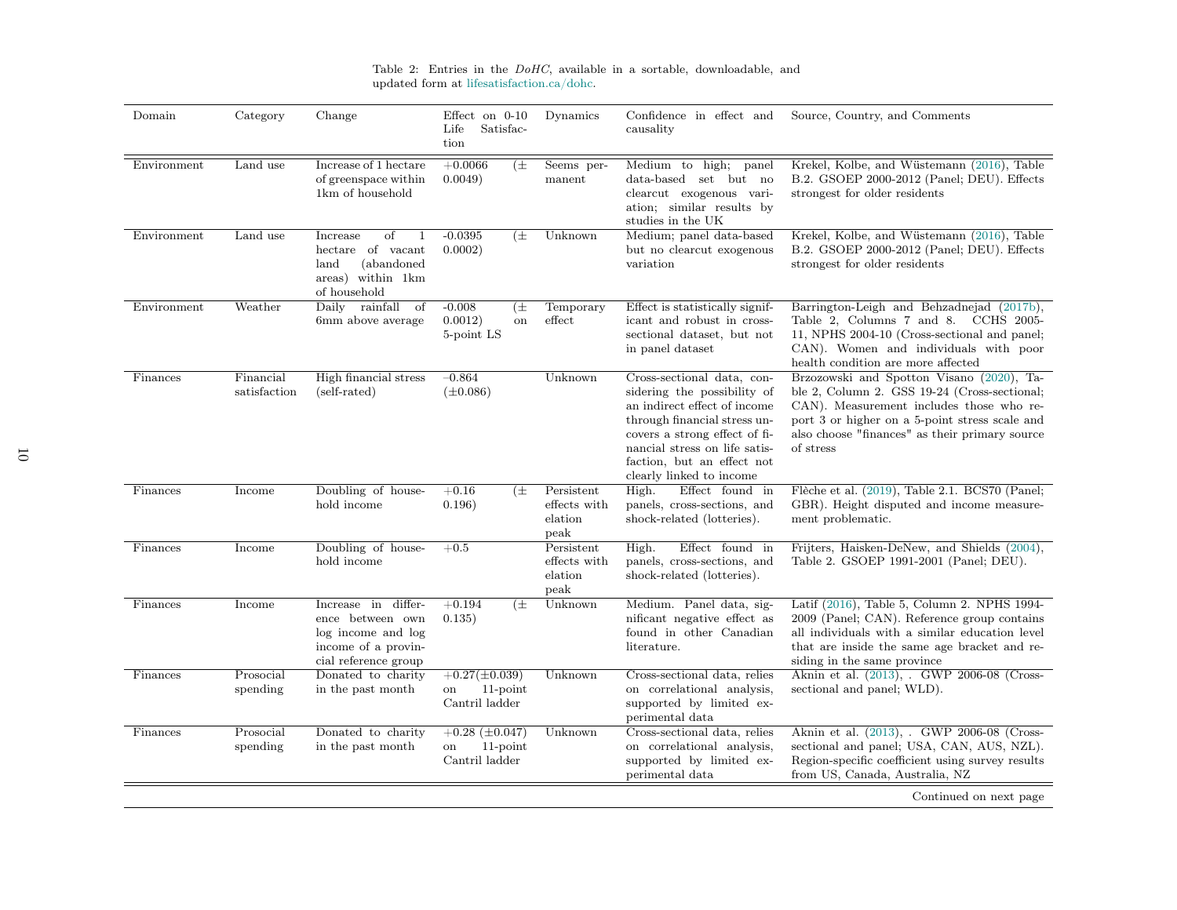Table 2: Entries in the *DoHC*, available in a sortable, downloadable, and updated form at lifesatisfaction.ca/dohc.

| Domain | Category | Change | Effect on 0-10 Life Satisfaction | Dynamics | Confidence in effect and causality | Source, Country, and Comments |
|---|---|---|---|---|---|---|
| Environment | Land use | Increase of 1 hectare of greenspace within 1km of household | +0.0066 (± 0.0049) | Seems permanent | Medium to high; panel data-based set but no clearcut exogenous variation; similar results by studies in the UK | Krekel, Kolbe, and Wüstemann (2016), Table B.2. GSOEP 2000-2012 (Panel; DEU). Effects strongest for older residents |
| Environment | Land use | Increase of 1 hectare of vacant land (abandoned areas) within 1km of household | -0.0395 (± 0.0002) | Unknown | Medium; panel data-based but no clearcut exogenous variation | Krekel, Kolbe, and Wüstemann (2016), Table B.2. GSOEP 2000-2012 (Panel; DEU). Effects strongest for older residents |
| Environment | Weather | Daily rainfall of 6mm above average | -0.008 (± 0.0012) on 5-point LS | Temporary effect | Effect is statistically significant and robust in cross-sectional dataset, but not in panel dataset | Barrington-Leigh and Behzadnejad (2017b), Table 2, Columns 7 and 8. CCHS 2005-11, NPHS 2004-10 (Cross-sectional and panel; CAN). Women and individuals with poor health condition are more affected |
| Finances | Financial satisfaction | High financial stress (self-rated) | –0.864 (±0.086) | Unknown | Cross-sectional data, considering the possibility of an indirect effect of income through financial stress uncovers a strong effect of financial stress on life satisfaction, but an effect not clearly linked to income | Brzozowski and Spotton Visano (2020), Table 2, Column 2. GSS 19-24 (Cross-sectional; CAN). Measurement includes those who report 3 or higher on a 5-point stress scale and also choose "finances" as their primary source of stress |
| Finances | Income | Doubling of household income | +0.16 (± 0.196) | Persistent effects with elation peak | High. Effect found in panels, cross-sections, and shock-related (lotteries). | Flèche et al. (2019), Table 2.1. BCS70 (Panel; GBR). Height disputed and income measurement problematic. |
| Finances | Income | Doubling of household income | +0.5 | Persistent effects with elation peak | High. Effect found in panels, cross-sections, and shock-related (lotteries). | Frijters, Haisken-DeNew, and Shields (2004), Table 2. GSOEP 1991-2001 (Panel; DEU). |
| Finances | Income | Increase in difference between own log income and log income of a provincial reference group | +0.194 (± 0.135) | Unknown | Medium. Panel data, significant negative effect as found in other Canadian literature. | Latif (2016), Table 5, Column 2. NPHS 1994-2009 (Panel; CAN). Reference group contains all individuals with a similar education level that are inside the same age bracket and residing in the same province |
| Finances | Prosocial spending | Donated to charity in the past month | +0.27(±0.039) on 11-point Cantril ladder | Unknown | Cross-sectional data, relies on correlational analysis, supported by limited experimental data | Aknin et al. (2013), . GWP 2006-08 (Cross-sectional and panel; WLD). |
| Finances | Prosocial spending | Donated to charity in the past month | +0.28 (±0.047) on 11-point Cantril ladder | Unknown | Cross-sectional data, relies on correlational analysis, supported by limited experimental data | Aknin et al. (2013), . GWP 2006-08 (Cross-sectional and panel; USA, CAN, AUS, NZL). Region-specific coefficient using survey results from US, Canada, Australia, NZ |

Continued on next page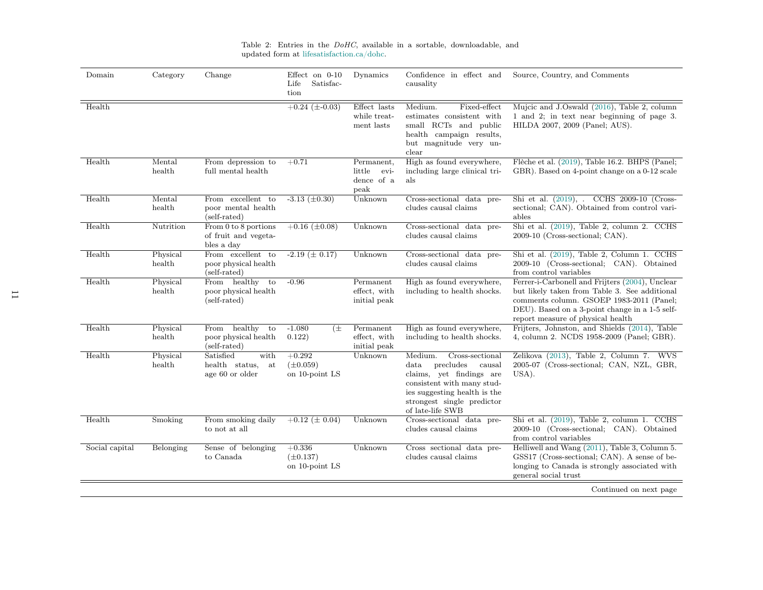Table 2: Entries in the *DoHC*, available in a sortable, downloadable, and updated form at lifesatisfaction.ca/dohc.

| Domain | Category | Change | Effect on 0-10 Life Satisfaction | Dynamics | Confidence in effect and causality | Source, Country, and Comments |
|---|---|---|---|---|---|---|
| Health | | | +0.24 (±-0.03) | Effect lasts while treatment lasts | Medium. Fixed-effect estimates consistent with small RCTs and public health campaign results, but magnitude very unclear | Mujcic and J.Oswald (2016), Table 2, column 1 and 2; in text near beginning of page 3. HILDA 2007, 2009 (Panel; AUS). |
| Health | Mental health | From depression to full mental health | +0.71 | Permanent, little evidence of a peak | High as found everywhere, including large clinical trials | Flèche et al. (2019), Table 16.2. BHPS (Panel; GBR). Based on 4-point change on a 0-12 scale |
| Health | Mental health | From excellent to poor mental health (self-rated) | -3.13 (±0.30) | Unknown | Cross-sectional data precludes causal claims | Shi et al. (2019), . CCHS 2009-10 (Cross-sectional; CAN). Obtained from control variables |
| Health | Nutrition | From 0 to 8 portions of fruit and vegetables a day | +0.16 (±0.08) | Unknown | Cross-sectional data precludes causal claims | Shi et al. (2019), Table 2, column 2. CCHS 2009-10 (Cross-sectional; CAN). |
| Health | Physical health | From excellent to poor physical health (self-rated) | -2.19 (± 0.17) | Unknown | Cross-sectional data precludes causal claims | Shi et al. (2019), Table 2, Column 1. CCHS 2009-10 (Cross-sectional; CAN). Obtained from control variables |
| Health | Physical health | From healthy to poor physical health (self-rated) | -0.96 | Permanent effect, with initial peak | High as found everywhere, including to health shocks. | Ferrer-i-Carbonell and Frijters (2004), Unclear but likely taken from Table 3. See additional comments column. GSOEP 1983-2011 (Panel; DEU). Based on a 3-point change in a 1-5 self-report measure of physical health |
| Health | Physical health | From healthy to poor physical health (self-rated) | -1.080 (± 0.122) | Permanent effect, with initial peak | High as found everywhere, including to health shocks. | Frijters, Johnston, and Shields (2014), Table 4, column 2. NCDS 1958-2009 (Panel; GBR). |
| Health | Physical health | Satisfied with health status, at age 60 or older | +0.292 (±0.059) on 10-point LS | Unknown | Medium. Cross-sectional data precludes causal claims, yet findings are consistent with many studies suggesting health is the strongest single predictor of late-life SWB | Zelikova (2013), Table 2, Column 7. WVS 2005-07 (Cross-sectional; CAN, NZL, GBR, USA). |
| Health | Smoking | From smoking daily to not at all | +0.12 (± 0.04) | Unknown | Cross-sectional data precludes causal claims | Shi et al. (2019), Table 2, column 1. CCHS 2009-10 (Cross-sectional; CAN). Obtained from control variables |
| Social capital | Belonging | Sense of belonging to Canada | +0.336 (±0.137) on 10-point LS | Unknown | Cross sectional data precludes causal claims | Helliwell and Wang (2011), Table 3, Column 5. GSS17 (Cross-sectional; CAN). A sense of belonging to Canada is strongly associated with general social trust |

Continued on next page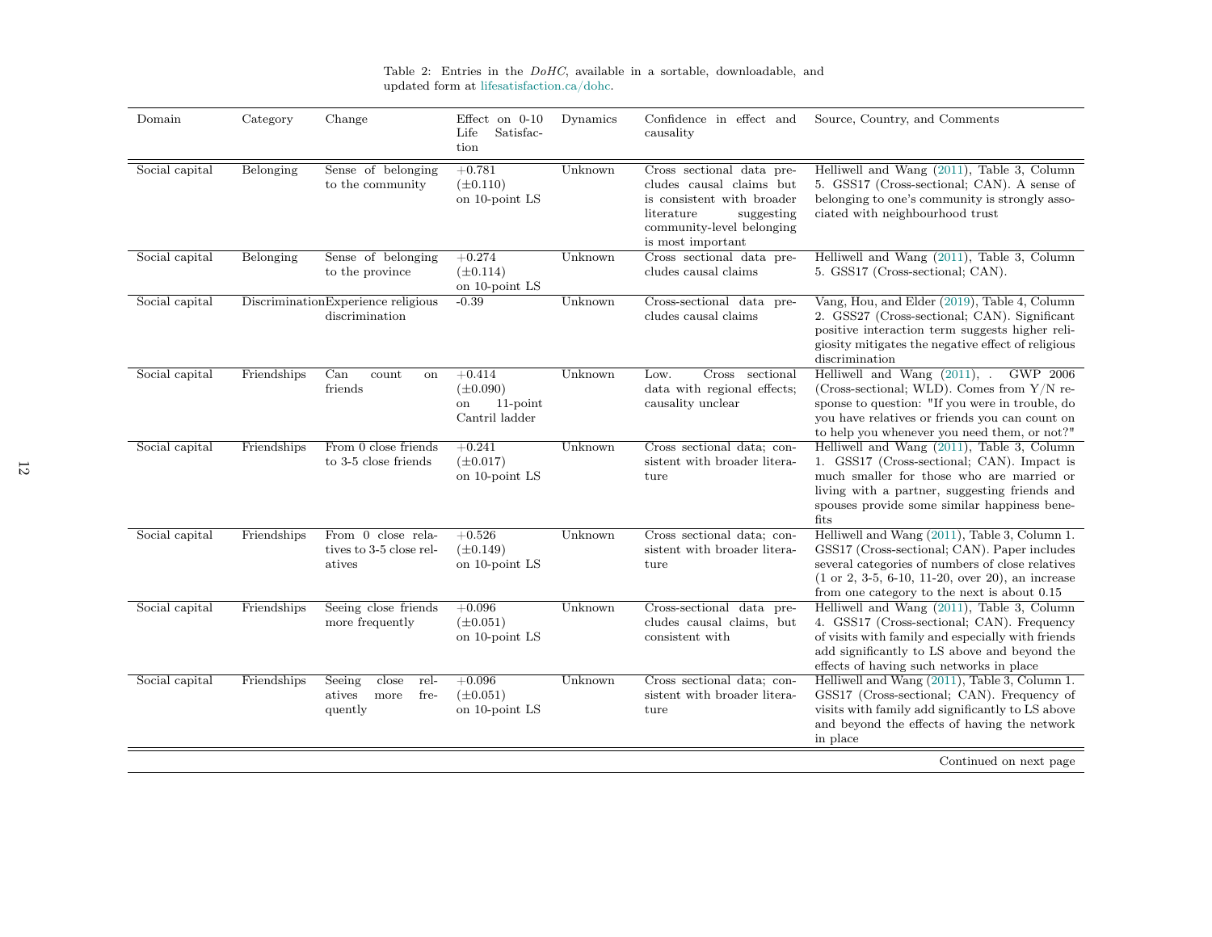Table 2: Entries in the *DoHC*, available in a sortable, downloadable, and updated form at lifesatisfaction.ca/dohc.

| Domain | Category | Change | Effect on 0-10 Life Satisfaction | Dynamics | Confidence in effect and causality | Source, Country, and Comments |
|---|---|---|---|---|---|---|
| Social capital | Belonging | Sense of belonging to the community | +0.781 (±0.110) on 10-point LS | Unknown | Cross sectional data precludes causal claims but is consistent with broader literature suggesting community-level belonging is most important | Helliwell and Wang (2011), Table 3, Column 5. GSS17 (Cross-sectional; CAN). A sense of belonging to one's community is strongly associated with neighbourhood trust |
| Social capital | Belonging | Sense of belonging to the province | +0.274 (±0.114) on 10-point LS | Unknown | Cross sectional data precludes causal claims | Helliwell and Wang (2011), Table 3, Column 5. GSS17 (Cross-sectional; CAN). |
| Social capital | Discrimination | Experience religious discrimination | -0.39 | Unknown | Cross-sectional data precludes causal claims | Vang, Hou, and Elder (2019), Table 4, Column 2. GSS27 (Cross-sectional; CAN). Significant positive interaction term suggests higher religiosity mitigates the negative effect of religious discrimination |
| Social capital | Friendships | Can count on friends | +0.414 (±0.090) on 11-point Cantril ladder | Unknown | Low. Cross sectional data with regional effects; causality unclear | Helliwell and Wang (2011), . GWP 2006 (Cross-sectional; WLD). Comes from Y/N response to question: "If you were in trouble, do you have relatives or friends you can count on to help you whenever you need them, or not?" |
| Social capital | Friendships | From 0 close friends to 3-5 close friends | +0.241 (±0.017) on 10-point LS | Unknown | Cross sectional data; consistent with broader literature | Helliwell and Wang (2011), Table 3, Column 1. GSS17 (Cross-sectional; CAN). Impact is much smaller for those who are married or living with a partner, suggesting friends and spouses provide some similar happiness benefits |
| Social capital | Friendships | From 0 close relatives to 3-5 close relatives | +0.526 (±0.149) on 10-point LS | Unknown | Cross sectional data; consistent with broader literature | Helliwell and Wang (2011), Table 3, Column 1. GSS17 (Cross-sectional; CAN). Paper includes several categories of numbers of close relatives (1 or 2, 3-5, 6-10, 11-20, over 20), an increase from one category to the next is about 0.15 |
| Social capital | Friendships | Seeing close friends more frequently | +0.096 (±0.051) on 10-point LS | Unknown | Cross-sectional data precludes causal claims, but consistent with | Helliwell and Wang (2011), Table 3, Column 4. GSS17 (Cross-sectional; CAN). Frequency of visits with family and especially with friends add significantly to LS above and beyond the effects of having such networks in place |
| Social capital | Friendships | Seeing close relatives more frequently | +0.096 (±0.051) on 10-point LS | Unknown | Cross sectional data; consistent with broader literature | Helliwell and Wang (2011), Table 3, Column 1. GSS17 (Cross-sectional; CAN). Frequency of visits with family add significantly to LS above and beyond the effects of having the network in place |

Continued on next page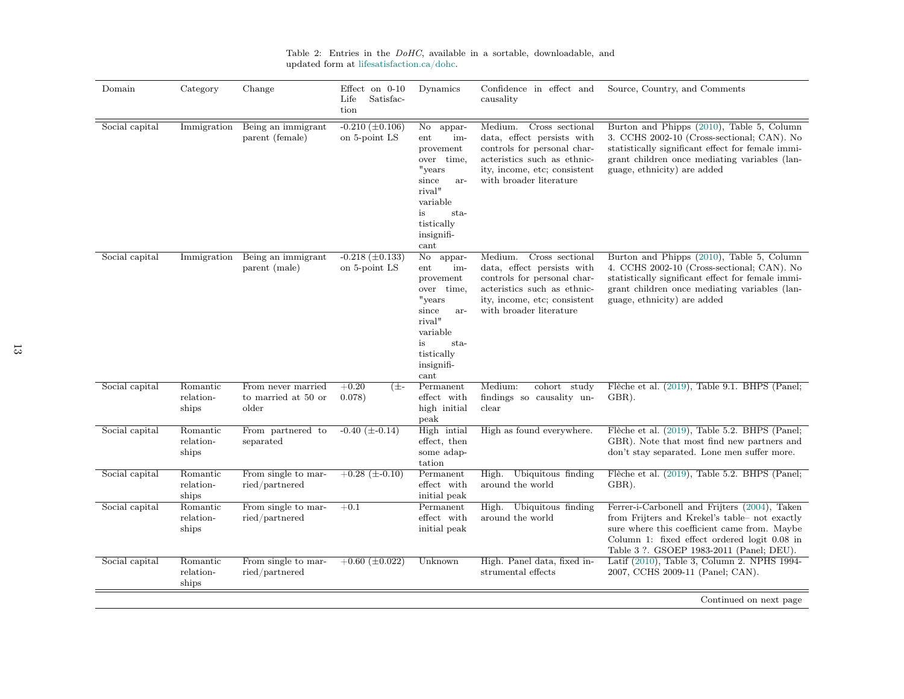Table 2: Entries in the *DoHC*, available in a sortable, downloadable, and updated form at lifesatisfaction.ca/dohc.

| Domain | Category | Change | Effect on 0-10 Life Satisfaction | Dynamics | Confidence in effect and causality | Source, Country, and Comments |
|---|---|---|---|---|---|---|
| Social capital | Immigration | Being an immigrant parent (female) | -0.210 (±0.106) on 5-point LS | No apparent improvement over time, "years since arrival" variable is statistically insignificant | Medium. Cross sectional data, effect persists with controls for personal characteristics such as ethnicity, income, etc; consistent with broader literature | Burton and Phipps (2010), Table 5, Column 3. CCHS 2002-10 (Cross-sectional; CAN). No statistically significant effect for female immigrant children once mediating variables (language, ethnicity) are added |
| Social capital | Immigration | Being an immigrant parent (male) | -0.218 (±0.133) on 5-point LS | No apparent improvement over time, "years since arrival" variable is statistically insignificant | Medium. Cross sectional data, effect persists with controls for personal characteristics such as ethnicity, income, etc; consistent with broader literature | Burton and Phipps (2010), Table 5, Column 4. CCHS 2002-10 (Cross-sectional; CAN). No statistically significant effect for female immigrant children once mediating variables (language, ethnicity) are added |
| Social capital | Romantic relationships | From never married to married at 50 or older | +0.20 (±-0.078) | Permanent effect with high initial peak | Medium: cohort study findings so causality unclear | Flèche et al. (2019), Table 9.1. BHPS (Panel; GBR). |
| Social capital | Romantic relationships | From partnered to separated | -0.40 (±-0.14) | High intial effect, then some adaptation | High as found everywhere. | Flèche et al. (2019), Table 5.2. BHPS (Panel; GBR). Note that most find new partners and don't stay separated. Lone men suffer more. |
| Social capital | Romantic relationships | From single to married/partnered | +0.28 (±-0.10) | Permanent effect with initial peak | High. Ubiquitous finding around the world | Flèche et al. (2019), Table 5.2. BHPS (Panel; GBR). |
| Social capital | Romantic relationships | From single to married/partnered | +0.1 | Permanent effect with initial peak | High. Ubiquitous finding around the world | Ferrer-i-Carbonell and Frijters (2004), Taken from Frijters and Krekel's table– not exactly sure where this coefficient came from. Maybe Column 1: fixed effect ordered logit 0.08 in Table 3 ?. GSOEP 1983-2011 (Panel; DEU). |
| Social capital | Romantic relationships | From single to married/partnered | +0.60 (±0.022) | Unknown | High. Panel data, fixed instrumental effects | Latif (2010), Table 3, Column 2. NPHS 1994-2007, CCHS 2009-11 (Panel; CAN). |

Continued on next page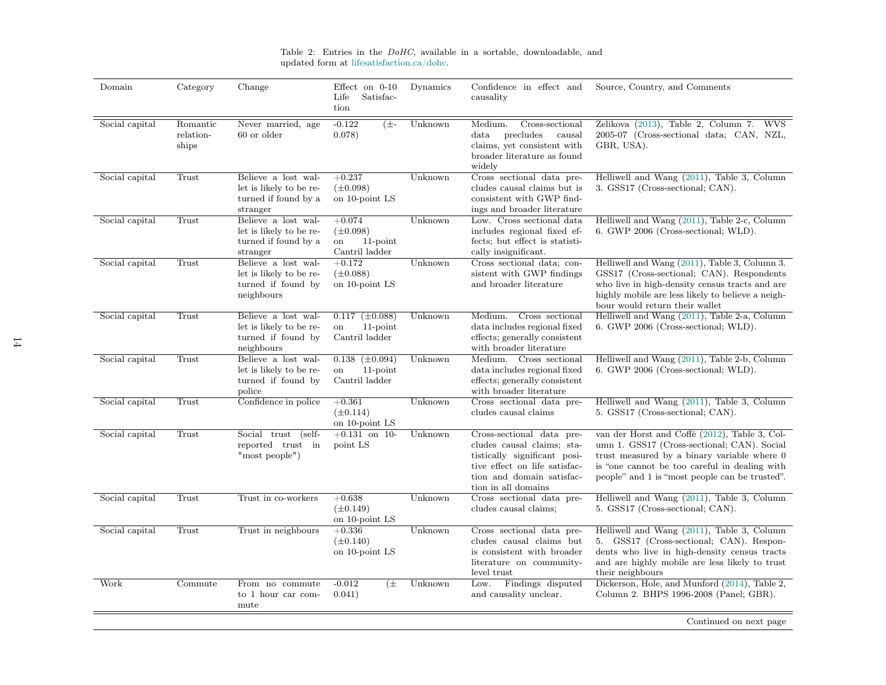Table 2: Entries in the *DoHC*, available in a sortable, downloadable, and updated form at lifesatisfaction.ca/dohc.

| Domain | Category | Change | Effect on 0-10 Life Satisfaction | Dynamics | Confidence in effect and causality | Source, Country, and Comments |
|---|---|---|---|---|---|---|
| Social capital | Romantic relationships | Never married, age 60 or older | -0.122 (±-0.078) | Unknown | Medium. Cross-sectional data precludes causal claims, yet consistent with broader literature as found widely | Zelikova (2013), Table 2, Column 7. WVS 2005-07 (Cross-sectional data; CAN, NZL, GBR, USA). |
| Social capital | Trust | Believe a lost wallet is likely to be returned if found by a stranger | +0.237 (±0.098) on 10-point LS | Unknown | Cross sectional data precludes causal claims but is consistent with GWP findings and broader literature | Helliwell and Wang (2011), Table 3, Column 3. GSS17 (Cross-sectional; CAN). |
| Social capital | Trust | Believe a lost wallet is likely to be returned if found by a stranger | +0.074 (±0.098) on 11-point Cantril ladder | Unknown | Low. Cross sectional data includes regional fixed effects; but effect is statistically insignificant. | Helliwell and Wang (2011), Table 2-c, Column 6. GWP 2006 (Cross-sectional; WLD). |
| Social capital | Trust | Believe a lost wallet is likely to be returned if found by neighbours | +0.172 (±0.088) on 10-point LS | Unknown | Cross sectional data; consistent with GWP findings and broader literature | Helliwell and Wang (2011), Table 3, Column 3. GSS17 (Cross-sectional; CAN). Respondents who live in high-density census tracts and are highly mobile are less likely to believe a neighbour would return their wallet |
| Social capital | Trust | Believe a lost wallet is likely to be returned if found by neighbours | 0.117 (±0.088) on 11-point Cantril ladder | Unknown | Medium. Cross sectional data includes regional fixed effects; generally consistent with broader literature | Helliwell and Wang (2011), Table 2-a, Column 6. GWP 2006 (Cross-sectional; WLD). |
| Social capital | Trust | Believe a lost wallet is likely to be returned if found by police | 0.138 (±0.094) on 11-point Cantril ladder | Unknown | Medium. Cross sectional data includes regional fixed effects; generally consistent with broader literature | Helliwell and Wang (2011), Table 2-b, Column 6. GWP 2006 (Cross-sectional; WLD). |
| Social capital | Trust | Confidence in police | +0.361 (±0.114) on 10-point LS | Unknown | Cross sectional data precludes causal claims | Helliwell and Wang (2011), Table 3, Column 5. GSS17 (Cross-sectional; CAN). |
| Social capital | Trust | Social trust (self-reported trust in "most people") | +0.131 on 10-point LS | Unknown | Cross-sectional data precludes causal claims; statistically significant positive effect on life satisfaction and domain satisfaction in all domains | van der Horst and Coffé (2012), Table 3, Column 1. GSS17 (Cross-sectional; CAN). Social trust measured by a binary variable where 0 is "one cannot be too careful in dealing with people" and 1 is "most people can be trusted". |
| Social capital | Trust | Trust in co-workers | +0.638 (±0.149) on 10-point LS | Unknown | Cross sectional data precludes causal claims; | Helliwell and Wang (2011), Table 3, Column 5. GSS17 (Cross-sectional; CAN). |
| Social capital | Trust | Trust in neighbours | +0.336 (±0.140) on 10-point LS | Unknown | Cross sectional data precludes causal claims but is consistent with broader literature on community-level trust | Helliwell and Wang (2011), Table 3, Column 5. GSS17 (Cross-sectional; CAN). Respondents who live in high-density census tracts and are highly mobile are less likely to trust their neighbours |
| Work | Commute | From no commute to 1 hour car commute | -0.012 (± 0.041) | Unknown | Low. Findings disputed and causality unclear. | Dickerson, Hole, and Munford (2014), Table 2, Column 2. BHPS 1996-2008 (Panel; GBR). |

Continued on next page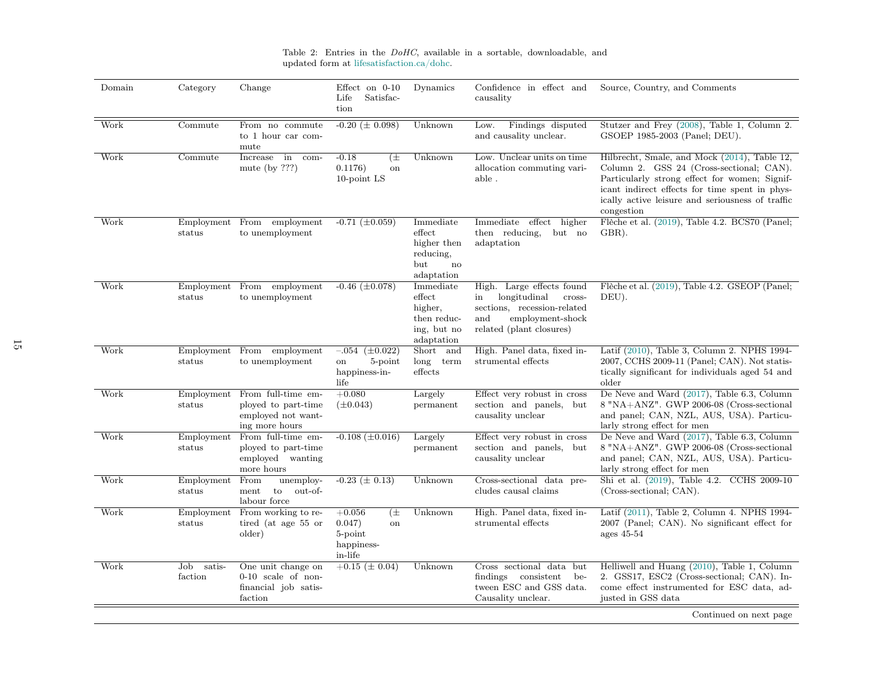Table 2: Entries in the *DoHC*, available in a sortable, downloadable, and updated form at lifesatisfaction.ca/dohc.

| Domain | Category | Change | Effect on 0-10 Life Satisfaction | Dynamics | Confidence in effect and causality | Source, Country, and Comments |
|---|---|---|---|---|---|---|
| Work | Commute | From no commute to 1 hour car commute | -0.20 (± 0.098) | Unknown | Low. Findings disputed and causality unclear. | Stutzer and Frey (2008), Table 1, Column 2. GSOEP 1985-2003 (Panel; DEU). |
| Work | Commute | Increase in commute (by ???) | -0.18 (± 0.1176) on 10-point LS | Unknown | Low. Unclear units on time allocation commuting variable . | Hilbrecht, Smale, and Mock (2014), Table 12, Column 2. GSS 24 (Cross-sectional; CAN). Particularly strong effect for women; Significant indirect effects for time spent in physically active leisure and seriousness of traffic congestion |
| Work | Employment status | From employment to unemployment | -0.71 (±0.059) | Immediate effect higher then reducing, but no adaptation | Immediate effect higher then reducing, but no adaptation | Flèche et al. (2019), Table 4.2. BCS70 (Panel; GBR). |
| Work | Employment status | From employment to unemployment | -0.46 (±0.078) | Immediate effect higher, then reducing, but no adaptation | High. Large effects found in longitudinal cross-sections, recession-related and employment-shock related (plant closures) | Flèche et al. (2019), Table 4.2. GSEOP (Panel; DEU). |
| Work | Employment status | From employment to unemployment | –.054 (±0.022) on 5-point happiness-in-life | Short and long term effects | High. Panel data, fixed instrumental effects | Latif (2010), Table 3, Column 2. NPHS 1994-2007, CCHS 2009-11 (Panel; CAN). Not statistically significant for individuals aged 54 and older |
| Work | Employment status | From full-time employed to part-time employed not wanting more hours | +0.080 (±0.043) | Largely permanent | Effect very robust in cross section and panels, but causality unclear | De Neve and Ward (2017), Table 6.3, Column 8 "NA+ANZ". GWP 2006-08 (Cross-sectional and panel; CAN, NZL, AUS, USA). Particularly strong effect for men |
| Work | Employment status | From full-time employed to part-time employed wanting more hours | -0.108 (±0.016) | Largely permanent | Effect very robust in cross section and panels, but causality unclear | De Neve and Ward (2017), Table 6.3, Column 8 "NA+ANZ". GWP 2006-08 (Cross-sectional and panel; CAN, NZL, AUS, USA). Particularly strong effect for men |
| Work | Employment status | From unemployment to out-of-labour force | -0.23 (± 0.13) | Unknown | Cross-sectional data precludes causal claims | Shi et al. (2019), Table 4.2. CCHS 2009-10 (Cross-sectional; CAN). |
| Work | Employment status | From working to retired (at age 55 or older) | +0.056 (± 0.047) on 5-point happiness-in-life | Unknown | High. Panel data, fixed instrumental effects | Latif (2011), Table 2, Column 4. NPHS 1994-2007 (Panel; CAN). No significant effect for ages 45-54 |
| Work | Job satisfaction | One unit change on 0-10 scale of non-financial job satisfaction | +0.15 (± 0.04) | Unknown | Cross sectional data but findings consistent between ESC and GSS data. Causality unclear. | Helliwell and Huang (2010), Table 1, Column 2. GSS17, ESC2 (Cross-sectional; CAN). Income effect instrumented for ESC data, adjusted in GSS data |

Continued on next page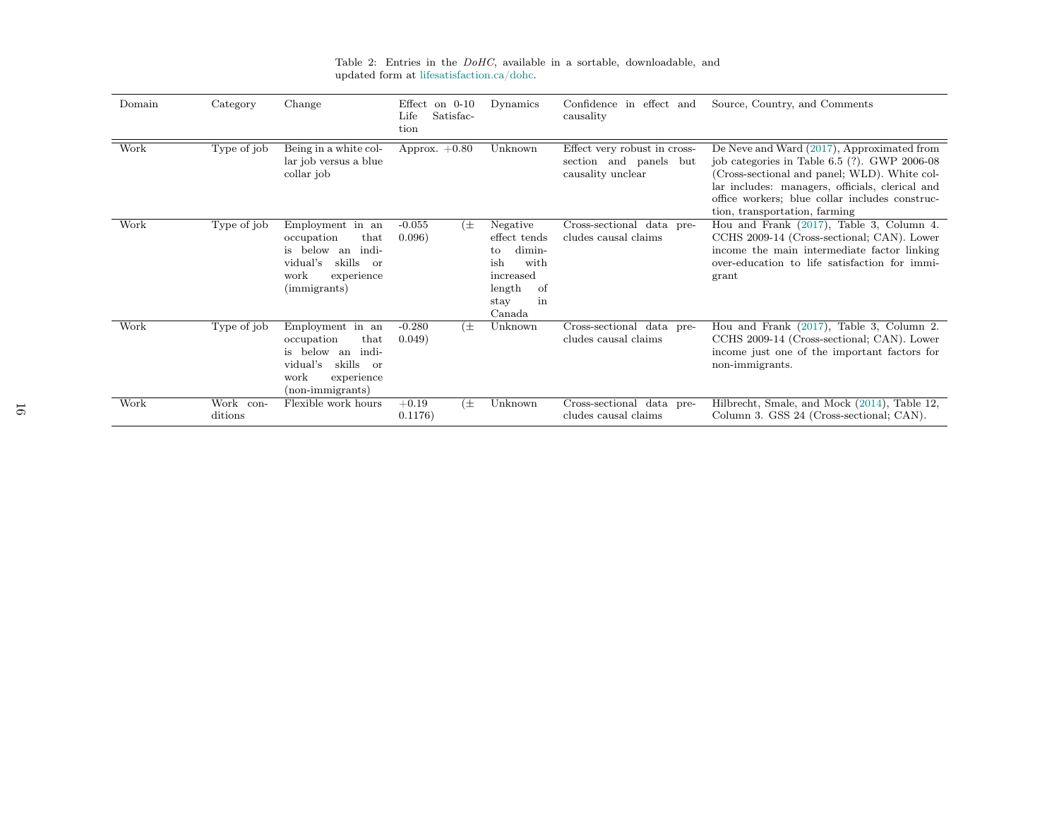Table 2: Entries in the *DoHC*, available in a sortable, downloadable, and updated form at lifesatisfaction.ca/dohc.

| Domain | Category | Change | Effect on 0-10 Life Satisfaction | Dynamics | Confidence in effect and causality | Source, Country, and Comments |
|---|---|---|---|---|---|---|
| Work | Type of job | Being in a white collar job versus a blue collar job | Approx. +0.80 | Unknown | Effect very robust in cross-section and panels but causality unclear | De Neve and Ward (2017), Approximated from job categories in Table 6.5 (?). GWP 2006-08 (Cross-sectional and panel; WLD). White collar includes: managers, officials, clerical and office workers; blue collar includes construction, transportation, farming |
| Work | Type of job | Employment in an occupation that is below an individual's skills or work experience (immigrants) | -0.055 (± 0.096) | Negative effect tends to diminish with increased length of stay in Canada | Cross-sectional data precludes causal claims | Hou and Frank (2017), Table 3, Column 4. CCHS 2009-14 (Cross-sectional; CAN). Lower income the main intermediate factor linking over-education to life satisfaction for immigrant |
| Work | Type of job | Employment in an occupation that is below an individual's skills or work experience (non-immigrants) | -0.280 (± 0.049) | Unknown | Cross-sectional data precludes causal claims | Hou and Frank (2017), Table 3, Column 2. CCHS 2009-14 (Cross-sectional; CAN). Lower income just one of the important factors for non-immigrants. |
| Work | Work conditions | Flexible work hours | +0.19 (± 0.1176) | Unknown | Cross-sectional data precludes causal claims | Hilbrecht, Smale, and Mock (2014), Table 12, Column 3. GSS 24 (Cross-sectional; CAN). |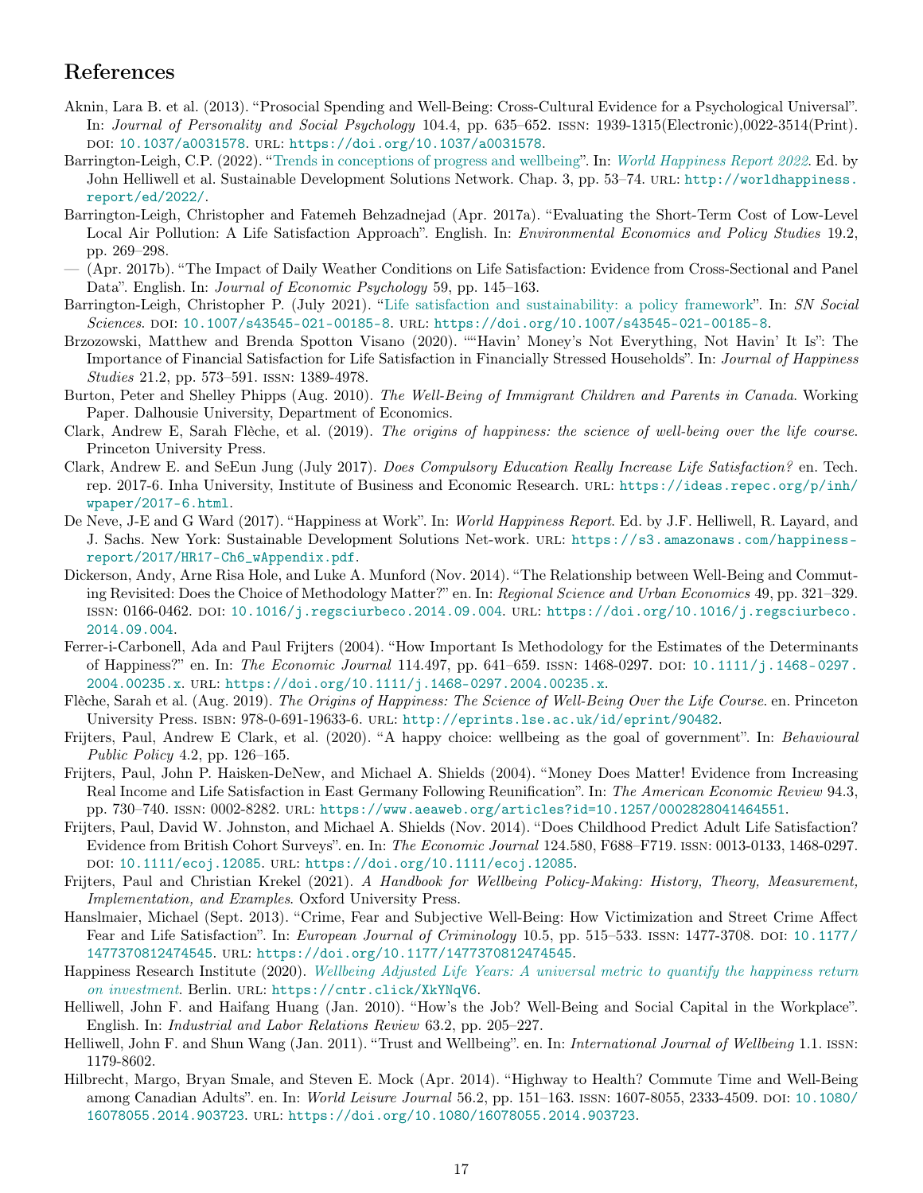## References

Aknin, Lara B. et al. (2013). "Prosocial Spending and Well-Being: Cross-Cultural Evidence for a Psychological Universal". In: *Journal of Personality and Social Psychology* 104.4, pp. 635–652. ISSN: 1939-1315(Electronic),0022-3514(Print). DOI: 10.1037/a0031578. URL: https://doi.org/10.1037/a0031578.

Barrington-Leigh, C.P. (2022). "Trends in conceptions of progress and wellbeing". In: *World Happiness Report 2022*. Ed. by John Helliwell et al. Sustainable Development Solutions Network. Chap. 3, pp. 53–74. URL: http://worldhappiness.report/ed/2022/.

Barrington-Leigh, Christopher and Fatemeh Behzadnejad (Apr. 2017a). "Evaluating the Short-Term Cost of Low-Level Local Air Pollution: A Life Satisfaction Approach". English. In: *Environmental Economics and Policy Studies* 19.2, pp. 269–298.

— (Apr. 2017b). "The Impact of Daily Weather Conditions on Life Satisfaction: Evidence from Cross-Sectional and Panel Data". English. In: *Journal of Economic Psychology* 59, pp. 145–163.

Barrington-Leigh, Christopher P. (July 2021). "Life satisfaction and sustainability: a policy framework". In: *SN Social Sciences*. DOI: 10.1007/s43545-021-00185-8. URL: https://doi.org/10.1007/s43545-021-00185-8.

Brzozowski, Matthew and Brenda Spotton Visano (2020). ""Havin' Money's Not Everything, Not Havin' It Is": The Importance of Financial Satisfaction for Life Satisfaction in Financially Stressed Households". In: *Journal of Happiness Studies* 21.2, pp. 573–591. ISSN: 1389-4978.

Burton, Peter and Shelley Phipps (Aug. 2010). *The Well-Being of Immigrant Children and Parents in Canada*. Working Paper. Dalhousie University, Department of Economics.

Clark, Andrew E, Sarah Flèche, et al. (2019). *The origins of happiness: the science of well-being over the life course*. Princeton University Press.

Clark, Andrew E. and SeEun Jung (July 2017). *Does Compulsory Education Really Increase Life Satisfaction?* en. Tech. rep. 2017-6. Inha University, Institute of Business and Economic Research. URL: https://ideas.repec.org/p/inh/wpaper/2017-6.html.

De Neve, J-E and G Ward (2017). "Happiness at Work". In: *World Happiness Report*. Ed. by J.F. Helliwell, R. Layard, and J. Sachs. New York: Sustainable Development Solutions Net-work. URL: https://s3.amazonaws.com/happiness-report/2017/HR17-Ch6_wAppendix.pdf.

Dickerson, Andy, Arne Risa Hole, and Luke A. Munford (Nov. 2014). "The Relationship between Well-Being and Commuting Revisited: Does the Choice of Methodology Matter?" en. In: *Regional Science and Urban Economics* 49, pp. 321–329. ISSN: 0166-0462. DOI: 10.1016/j.regsciurbeco.2014.09.004. URL: https://doi.org/10.1016/j.regsciurbeco.2014.09.004.

Ferrer-i-Carbonell, Ada and Paul Frijters (2004). "How Important Is Methodology for the Estimates of the Determinants of Happiness?" en. In: *The Economic Journal* 114.497, pp. 641–659. ISSN: 1468-0297. DOI: 10.1111/j.1468-0297.2004.00235.x. URL: https://doi.org/10.1111/j.1468-0297.2004.00235.x.

Flèche, Sarah et al. (Aug. 2019). *The Origins of Happiness: The Science of Well-Being Over the Life Course*. en. Princeton University Press. ISBN: 978-0-691-19633-6. URL: http://eprints.lse.ac.uk/id/eprint/90482.

Frijters, Paul, Andrew E Clark, et al. (2020). "A happy choice: wellbeing as the goal of government". In: *Behavioural Public Policy* 4.2, pp. 126–165.

Frijters, Paul, John P. Haisken-DeNew, and Michael A. Shields (2004). "Money Does Matter! Evidence from Increasing Real Income and Life Satisfaction in East Germany Following Reunification". In: *The American Economic Review* 94.3, pp. 730–740. ISSN: 0002-8282. URL: https://www.aeaweb.org/articles?id=10.1257/0002828041464551.

Frijters, Paul, David W. Johnston, and Michael A. Shields (Nov. 2014). "Does Childhood Predict Adult Life Satisfaction? Evidence from British Cohort Surveys". en. In: *The Economic Journal* 124.580, F688–F719. ISSN: 0013-0133, 1468-0297. DOI: 10.1111/ecoj.12085. URL: https://doi.org/10.1111/ecoj.12085.

Frijters, Paul and Christian Krekel (2021). *A Handbook for Wellbeing Policy-Making: History, Theory, Measurement, Implementation, and Examples*. Oxford University Press.

Hanslmaier, Michael (Sept. 2013). "Crime, Fear and Subjective Well-Being: How Victimization and Street Crime Affect Fear and Life Satisfaction". In: *European Journal of Criminology* 10.5, pp. 515–533. ISSN: 1477-3708. DOI: 10.1177/1477370812474545. URL: https://doi.org/10.1177/1477370812474545.

Happiness Research Institute (2020). *Wellbeing Adjusted Life Years: A universal metric to quantify the happiness return on investment*. Berlin. URL: https://cntr.click/XkYNqV6.

Helliwell, John F. and Haifang Huang (Jan. 2010). "How's the Job? Well-Being and Social Capital in the Workplace". English. In: *Industrial and Labor Relations Review* 63.2, pp. 205–227.

Helliwell, John F. and Shun Wang (Jan. 2011). "Trust and Wellbeing". en. In: *International Journal of Wellbeing* 1.1. ISSN: 1179-8602.

Hilbrecht, Margo, Bryan Smale, and Steven E. Mock (Apr. 2014). "Highway to Health? Commute Time and Well-Being among Canadian Adults". en. In: *World Leisure Journal* 56.2, pp. 151–163. ISSN: 1607-8055, 2333-4509. DOI: 10.1080/16078055.2014.903723. URL: https://doi.org/10.1080/16078055.2014.903723.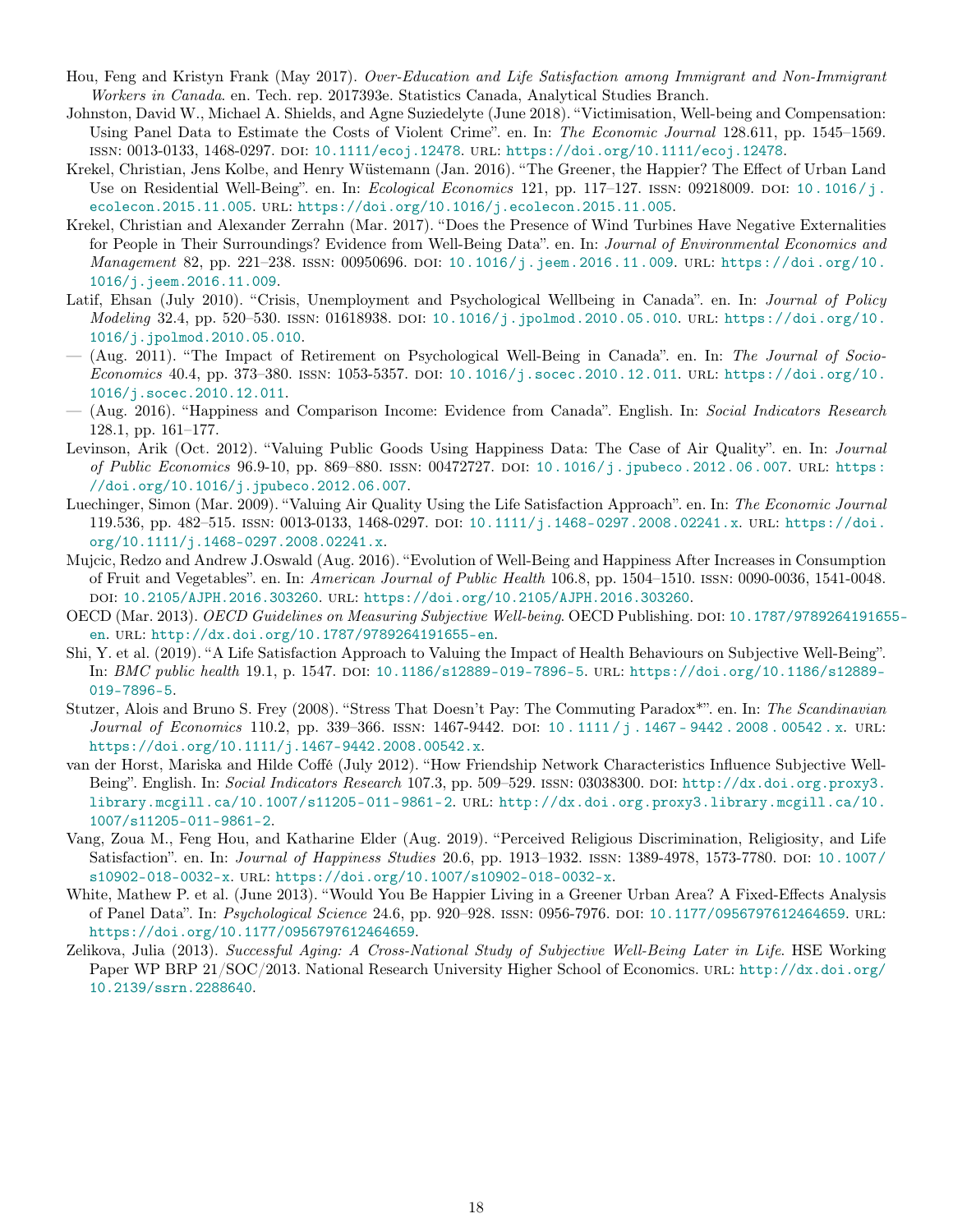Hou, Feng and Kristyn Frank (May 2017). *Over-Education and Life Satisfaction among Immigrant and Non-Immigrant Workers in Canada*. en. Tech. rep. 2017393e. Statistics Canada, Analytical Studies Branch.

Johnston, David W., Michael A. Shields, and Agne Suziedelyte (June 2018). "Victimisation, Well-being and Compensation: Using Panel Data to Estimate the Costs of Violent Crime". en. In: *The Economic Journal* 128.611, pp. 1545–1569. ISSN: 0013-0133, 1468-0297. DOI: 10.1111/ecoj.12478. URL: https://doi.org/10.1111/ecoj.12478.

Krekel, Christian, Jens Kolbe, and Henry Wüstemann (Jan. 2016). "The Greener, the Happier? The Effect of Urban Land Use on Residential Well-Being". en. In: *Ecological Economics* 121, pp. 117–127. ISSN: 09218009. DOI: 10.1016/j.ecolecon.2015.11.005. URL: https://doi.org/10.1016/j.ecolecon.2015.11.005.

Krekel, Christian and Alexander Zerrahn (Mar. 2017). "Does the Presence of Wind Turbines Have Negative Externalities for People in Their Surroundings? Evidence from Well-Being Data". en. In: *Journal of Environmental Economics and Management* 82, pp. 221–238. ISSN: 00950696. DOI: 10.1016/j.jeem.2016.11.009. URL: https://doi.org/10.1016/j.jeem.2016.11.009.

Latif, Ehsan (July 2010). "Crisis, Unemployment and Psychological Wellbeing in Canada". en. In: *Journal of Policy Modeling* 32.4, pp. 520–530. ISSN: 01618938. DOI: 10.1016/j.jpolmod.2010.05.010. URL: https://doi.org/10.1016/j.jpolmod.2010.05.010.

— (Aug. 2011). "The Impact of Retirement on Psychological Well-Being in Canada". en. In: *The Journal of Socio-Economics* 40.4, pp. 373–380. ISSN: 1053-5357. DOI: 10.1016/j.socec.2010.12.011. URL: https://doi.org/10.1016/j.socec.2010.12.011.

— (Aug. 2016). "Happiness and Comparison Income: Evidence from Canada". English. In: *Social Indicators Research* 128.1, pp. 161–177.

Levinson, Arik (Oct. 2012). "Valuing Public Goods Using Happiness Data: The Case of Air Quality". en. In: *Journal of Public Economics* 96.9-10, pp. 869–880. ISSN: 00472727. DOI: 10.1016/j.jpubeco.2012.06.007. URL: https://doi.org/10.1016/j.jpubeco.2012.06.007.

Luechinger, Simon (Mar. 2009). "Valuing Air Quality Using the Life Satisfaction Approach". en. In: *The Economic Journal* 119.536, pp. 482–515. ISSN: 0013-0133, 1468-0297. DOI: 10.1111/j.1468-0297.2008.02241.x. URL: https://doi.org/10.1111/j.1468-0297.2008.02241.x.

Mujcic, Redzo and Andrew J.Oswald (Aug. 2016). "Evolution of Well-Being and Happiness After Increases in Consumption of Fruit and Vegetables". en. In: *American Journal of Public Health* 106.8, pp. 1504–1510. ISSN: 0090-0036, 1541-0048. DOI: 10.2105/AJPH.2016.303260. URL: https://doi.org/10.2105/AJPH.2016.303260.

OECD (Mar. 2013). *OECD Guidelines on Measuring Subjective Well-being*. OECD Publishing. DOI: 10.1787/9789264191655-en. URL: http://dx.doi.org/10.1787/9789264191655-en.

Shi, Y. et al. (2019). "A Life Satisfaction Approach to Valuing the Impact of Health Behaviours on Subjective Well-Being". In: *BMC public health* 19.1, p. 1547. DOI: 10.1186/s12889-019-7896-5. URL: https://doi.org/10.1186/s12889-019-7896-5.

Stutzer, Alois and Bruno S. Frey (2008). "Stress That Doesn't Pay: The Commuting Paradox*". en. In: *The Scandinavian Journal of Economics* 110.2, pp. 339–366. ISSN: 1467-9442. DOI: 10.1111/j.1467-9442.2008.00542.x. URL: https://doi.org/10.1111/j.1467-9442.2008.00542.x.

van der Horst, Mariska and Hilde Coffé (July 2012). "How Friendship Network Characteristics Influence Subjective Well-Being". English. In: *Social Indicators Research* 107.3, pp. 509–529. ISSN: 03038300. DOI: http://dx.doi.org.proxy3.library.mcgill.ca/10.1007/s11205-011-9861-2. URL: http://dx.doi.org.proxy3.library.mcgill.ca/10.1007/s11205-011-9861-2.

Vang, Zoua M., Feng Hou, and Katharine Elder (Aug. 2019). "Perceived Religious Discrimination, Religiosity, and Life Satisfaction". en. In: *Journal of Happiness Studies* 20.6, pp. 1913–1932. ISSN: 1389-4978, 1573-7780. DOI: 10.1007/s10902-018-0032-x. URL: https://doi.org/10.1007/s10902-018-0032-x.

White, Mathew P. et al. (June 2013). "Would You Be Happier Living in a Greener Urban Area? A Fixed-Effects Analysis of Panel Data". In: *Psychological Science* 24.6, pp. 920–928. ISSN: 0956-7976. DOI: 10.1177/0956797612464659. URL: https://doi.org/10.1177/0956797612464659.

Zelikova, Julia (2013). *Successful Aging: A Cross-National Study of Subjective Well-Being Later in Life*. HSE Working Paper WP BRP 21/SOC/2013. National Research University Higher School of Economics. URL: http://dx.doi.org/10.2139/ssrn.2288640.